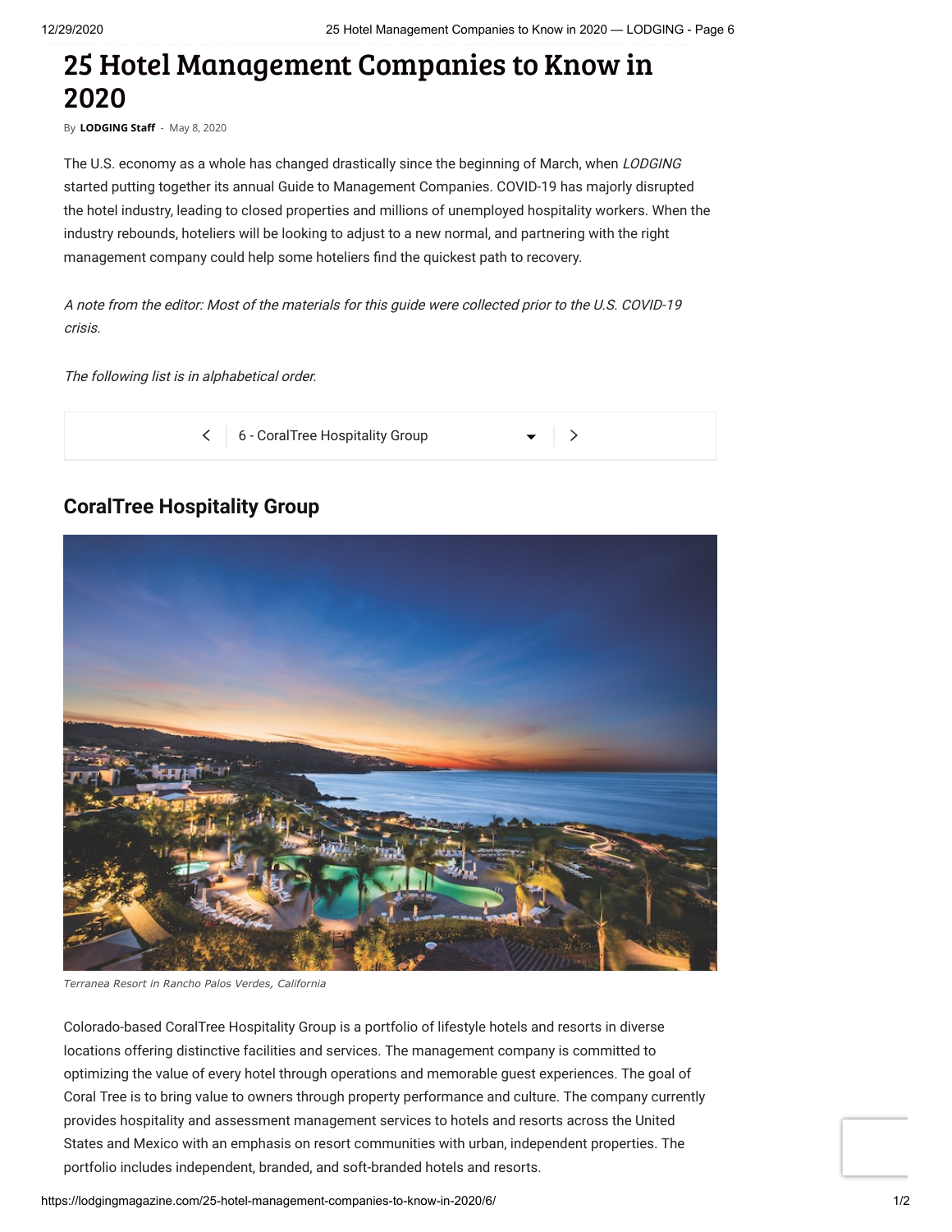# 25 Hotel Management Companies to Know in 2020

By **LODGING Staff** - May 8, 2020

The U.S. economy as a whole has changed drastically since the beginning of March, when *LODGING* started putting together its annual Guide to Management Companies. COVID-19 has majorly disrupted the hotel industry, leading to closed properties and millions of unemployed hospitality workers. When the industry rebounds, hoteliers will be looking to adjust to a new normal, and partnering with the right management company could help some hoteliers find the quickest path to recovery.

*A note from the editor: Most of the materials for this guide were collected prior to the U.S. COVID-19 crisis.*

*The following list is in alphabetical order.*

6 - CoralTree Hospitality Group

## CoralTree Hospitality Group

*Terranea Resort in Rancho Palos Verdes, California*

Colorado-based CoralTree Hospitality Group is a portfolio of lifestyle hotels and resorts in diverse locations offering distinctive facilities and services. The management company is committed to optimizing the value of every hotel through operations and memorable guest experiences. The goal of Coral Tree is to bring value to owners through property performance and culture. The company currently provides hospitality and assessment management services to hotels and resorts across the United States and Mexico with an emphasis on resort communities with urban, independent properties. The portfolio includes independent, branded, and soft-branded hotels and resorts.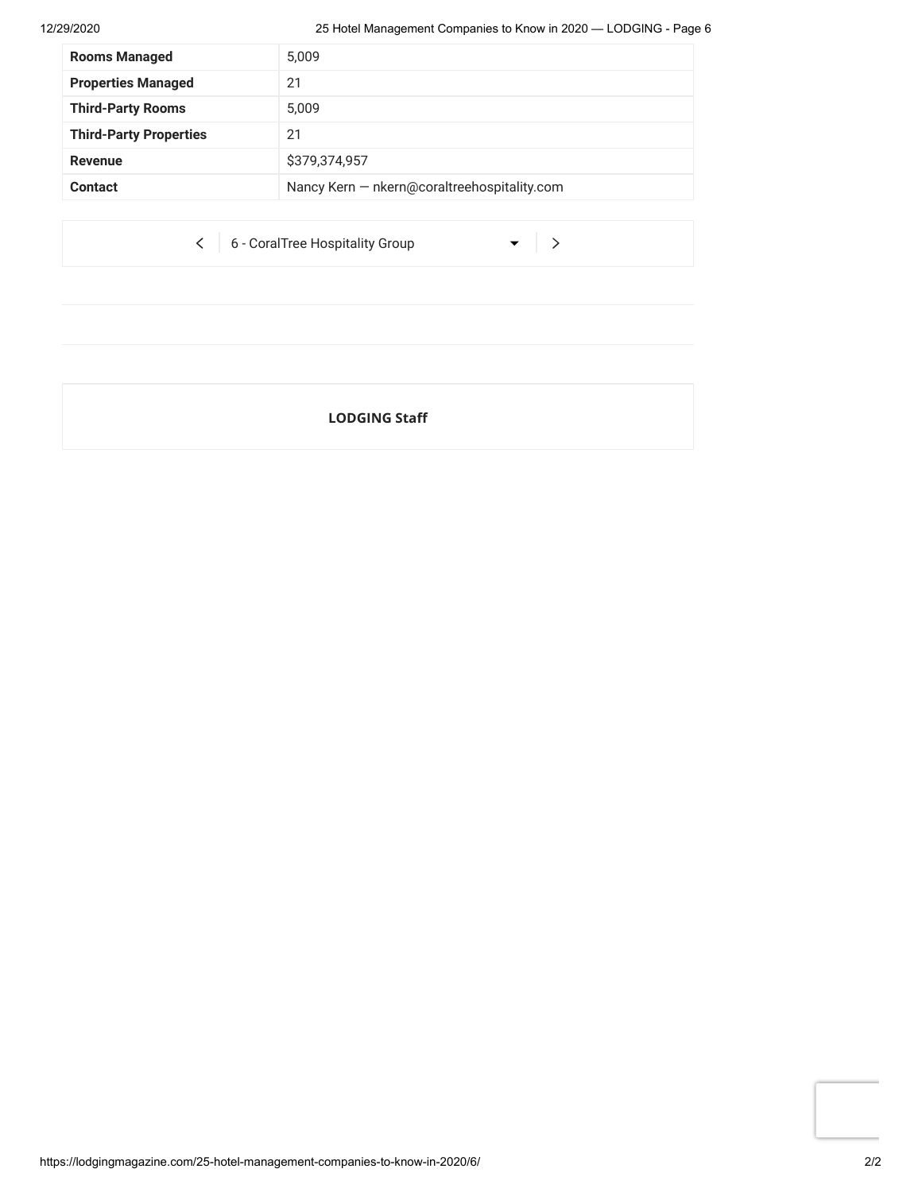| | |
|---|---|
| **Rooms Managed** | 5,009 |
| **Properties Managed** | 21 |
| **Third-Party Rooms** | 5,009 |
| **Third-Party Properties** | 21 |
| **Revenue** | $379,374,957 |
| **Contact** | Nancy Kern — nkern@coraltreehospitality.com |

< 6 - CoralTree Hospitality Group >

**LODGING Staff**